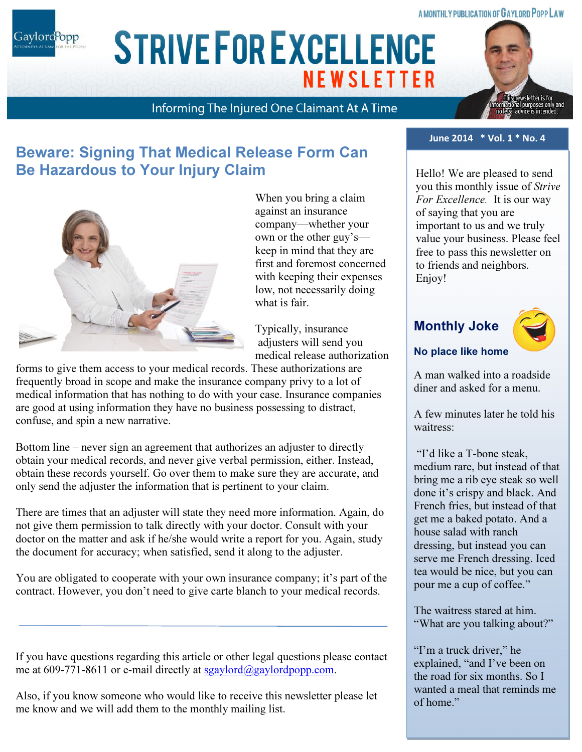A MONTHLY PUBLICATION OF GAYLORD POPP LAW

# STRIVE FOR EXCELLENCE NEWSLETTER

Informing The Injured One Claimant At A Time

This newsletter is for informational purposes only and no legal advice is intended.

**June 2014 * Vol. 1 * No. 4**

## Beware: Signing That Medical Release Form Can Be Hazardous to Your Injury Claim

When you bring a claim against an insurance company—whether your own or the other guy's—keep in mind that they are first and foremost concerned with keeping their expenses low, not necessarily doing what is fair.

Typically, insurance adjusters will send you medical release authorization forms to give them access to your medical records. These authorizations are frequently broad in scope and make the insurance company privy to a lot of medical information that has nothing to do with your case. Insurance companies are good at using information they have no business possessing to distract, confuse, and spin a new narrative.

Bottom line – never sign an agreement that authorizes an adjuster to directly obtain your medical records, and never give verbal permission, either. Instead, obtain these records yourself. Go over them to make sure they are accurate, and only send the adjuster the information that is pertinent to your claim.

There are times that an adjuster will state they need more information. Again, do not give them permission to talk directly with your doctor. Consult with your doctor on the matter and ask if he/she would write a report for you. Again, study the document for accuracy; when satisfied, send it along to the adjuster.

You are obligated to cooperate with your own insurance company; it's part of the contract. However, you don't need to give carte blanche to your medical records.

---

If you have questions regarding this article or other legal questions please contact me at 609-771-8611 or e-mail directly at sgaylord@gaylordpopp.com.

Also, if you know someone who would like to receive this newsletter please let me know and we will add them to the monthly mailing list.

---

Hello! We are pleased to send you this monthly issue of *Strive For Excellence.* It is our way of saying that you are important to us and we truly value your business. Please feel free to pass this newsletter on to friends and neighbors. Enjoy!

## Monthly Joke

### No place like home

A man walked into a roadside diner and asked for a menu.

A few minutes later he told his waitress:

"I'd like a T-bone steak, medium rare, but instead of that bring me a rib eye steak so well done it's crispy and black. And French fries, but instead of that get me a baked potato. And a house salad with ranch dressing, but instead you can serve me French dressing. Iced tea would be nice, but you can pour me a cup of coffee."

The waitress stared at him. "What are you talking about?"

"I'm a truck driver," he explained, "and I've been on the road for six months. So I wanted a meal that reminds me of home."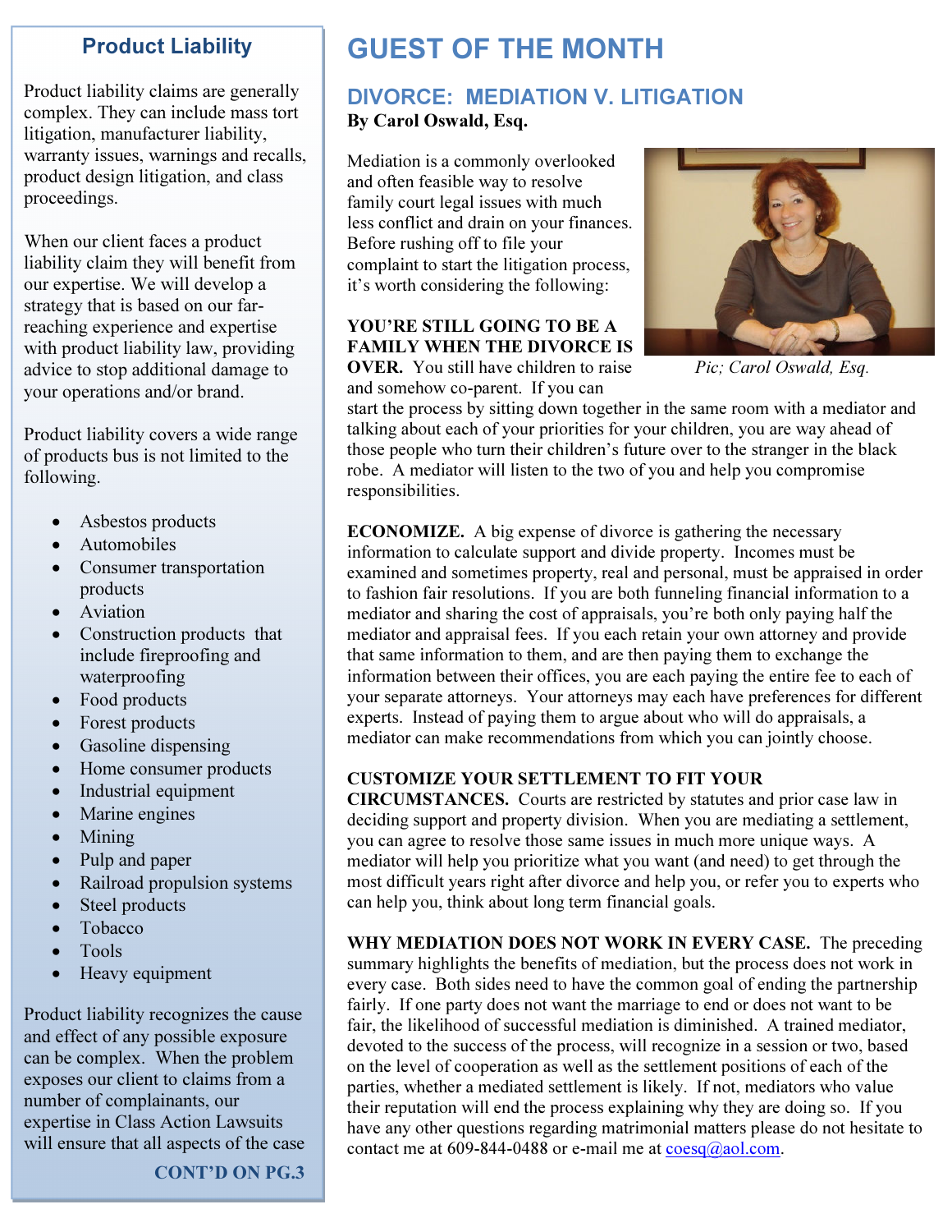## Product Liability

Product liability claims are generally complex. They can include mass tort litigation, manufacturer liability, warranty issues, warnings and recalls, product design litigation, and class proceedings.

When our client faces a product liability claim they will benefit from our expertise. We will develop a strategy that is based on our far-reaching experience and expertise with product liability law, providing advice to stop additional damage to your operations and/or brand.

Product liability covers a wide range of products bus is not limited to the following.

- Asbestos products
- Automobiles
- Consumer transportation products
- Aviation
- Construction products that include fireproofing and waterproofing
- Food products
- Forest products
- Gasoline dispensing
- Home consumer products
- Industrial equipment
- Marine engines
- Mining
- Pulp and paper
- Railroad propulsion systems
- Steel products
- Tobacco
- Tools
- Heavy equipment

Product liability recognizes the cause and effect of any possible exposure can be complex. When the problem exposes our client to claims from a number of complainants, our expertise in Class Action Lawsuits will ensure that all aspects of the case

**CONT'D ON PG.3**

# GUEST OF THE MONTH

## DIVORCE: MEDIATION V. LITIGATION

**By Carol Oswald, Esq.**

Mediation is a commonly overlooked and often feasible way to resolve family court legal issues with much less conflict and drain on your finances. Before rushing off to file your complaint to start the litigation process, it's worth considering the following:

*Pic; Carol Oswald, Esq.*

**YOU'RE STILL GOING TO BE A FAMILY WHEN THE DIVORCE IS OVER.** You still have children to raise and somehow co-parent. If you can start the process by sitting down together in the same room with a mediator and talking about each of your priorities for your children, you are way ahead of those people who turn their children's future over to the stranger in the black robe. A mediator will listen to the two of you and help you compromise responsibilities.

**ECONOMIZE.** A big expense of divorce is gathering the necessary information to calculate support and divide property. Incomes must be examined and sometimes property, real and personal, must be appraised in order to fashion fair resolutions. If you are both funneling financial information to a mediator and sharing the cost of appraisals, you're both only paying half the mediator and appraisal fees. If you each retain your own attorney and provide that same information to them, and are then paying them to exchange the information between their offices, you are each paying the entire fee to each of your separate attorneys. Your attorneys may each have preferences for different experts. Instead of paying them to argue about who will do appraisals, a mediator can make recommendations from which you can jointly choose.

**CUSTOMIZE YOUR SETTLEMENT TO FIT YOUR CIRCUMSTANCES.** Courts are restricted by statutes and prior case law in deciding support and property division. When you are mediating a settlement, you can agree to resolve those same issues in much more unique ways. A mediator will help you prioritize what you want (and need) to get through the most difficult years right after divorce and help you, or refer you to experts who can help you, think about long term financial goals.

**WHY MEDIATION DOES NOT WORK IN EVERY CASE.** The preceding summary highlights the benefits of mediation, but the process does not work in every case. Both sides need to have the common goal of ending the partnership fairly. If one party does not want the marriage to end or does not want to be fair, the likelihood of successful mediation is diminished. A trained mediator, devoted to the success of the process, will recognize in a session or two, based on the level of cooperation as well as the settlement positions of each of the parties, whether a mediated settlement is likely. If not, mediators who value their reputation will end the process explaining why they are doing so. If you have any other questions regarding matrimonial matters please do not hesitate to contact me at 609-844-0488 or e-mail me at coesq@aol.com.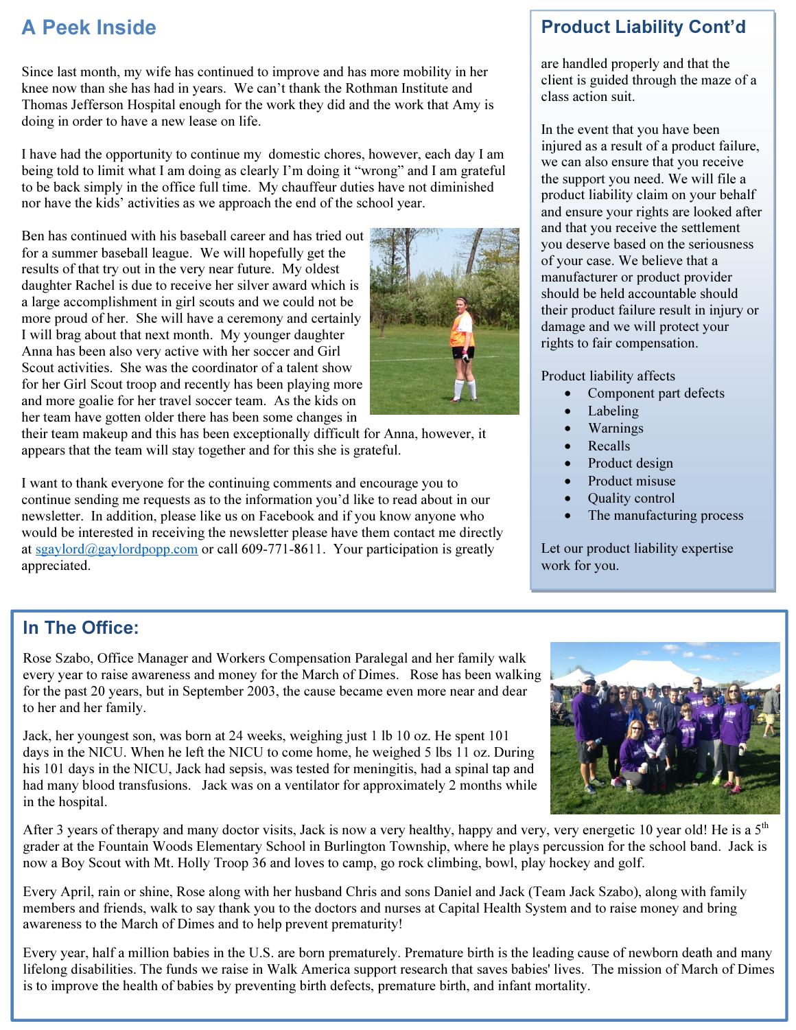## A Peek Inside

Since last month, my wife has continued to improve and has more mobility in her knee now than she has had in years. We can't thank the Rothman Institute and Thomas Jefferson Hospital enough for the work they did and the work that Amy is doing in order to have a new lease on life.

I have had the opportunity to continue my domestic chores, however, each day I am being told to limit what I am doing as clearly I'm doing it "wrong" and I am grateful to be back simply in the office full time. My chauffeur duties have not diminished nor have the kids' activities as we approach the end of the school year.

Ben has continued with his baseball career and has tried out for a summer baseball league. We will hopefully get the results of that try out in the very near future. My oldest daughter Rachel is due to receive her silver award which is a large accomplishment in girl scouts and we could not be more proud of her. She will have a ceremony and certainly I will brag about that next month. My younger daughter Anna has been also very active with her soccer and Girl Scout activities. She was the coordinator of a talent show for her Girl Scout troop and recently has been playing more and more goalie for her travel soccer team. As the kids on her team have gotten older there has been some changes in their team makeup and this has been exceptionally difficult for Anna, however, it appears that the team will stay together and for this she is grateful.

I want to thank everyone for the continuing comments and encourage you to continue sending me requests as to the information you'd like to read about in our newsletter. In addition, please like us on Facebook and if you know anyone who would be interested in receiving the newsletter please have them contact me directly at sgaylord@gaylordpopp.com or call 609-771-8611. Your participation is greatly appreciated.

## Product Liability Cont'd

are handled properly and that the client is guided through the maze of a class action suit.

In the event that you have been injured as a result of a product failure, we can also ensure that you receive the support you need. We will file a product liability claim on your behalf and ensure your rights are looked after and that you receive the settlement you deserve based on the seriousness of your case. We believe that a manufacturer or product provider should be held accountable should their product failure result in injury or damage and we will protect your rights to fair compensation.

Product liability affects

- Component part defects
- Labeling
- Warnings
- Recalls
- Product design
- Product misuse
- Quality control
- The manufacturing process

Let our product liability expertise work for you.

## In The Office:

Rose Szabo, Office Manager and Workers Compensation Paralegal and her family walk every year to raise awareness and money for the March of Dimes. Rose has been walking for the past 20 years, but in September 2003, the cause became even more near and dear to her and her family.

Jack, her youngest son, was born at 24 weeks, weighing just 1 lb 10 oz. He spent 101 days in the NICU. When he left the NICU to come home, he weighed 5 lbs 11 oz. During his 101 days in the NICU, Jack had sepsis, was tested for meningitis, had a spinal tap and had many blood transfusions. Jack was on a ventilator for approximately 2 months while in the hospital.

After 3 years of therapy and many doctor visits, Jack is now a very healthy, happy and very, very energetic 10 year old! He is a 5th grader at the Fountain Woods Elementary School in Burlington Township, where he plays percussion for the school band. Jack is now a Boy Scout with Mt. Holly Troop 36 and loves to camp, go rock climbing, bowl, play hockey and golf.

Every April, rain or shine, Rose along with her husband Chris and sons Daniel and Jack (Team Jack Szabo), along with family members and friends, walk to say thank you to the doctors and nurses at Capital Health System and to raise money and bring awareness to the March of Dimes and to help prevent prematurity!

Every year, half a million babies in the U.S. are born prematurely. Premature birth is the leading cause of newborn death and many lifelong disabilities. The funds we raise in Walk America support research that saves babies' lives. The mission of March of Dimes is to improve the health of babies by preventing birth defects, premature birth, and infant mortality.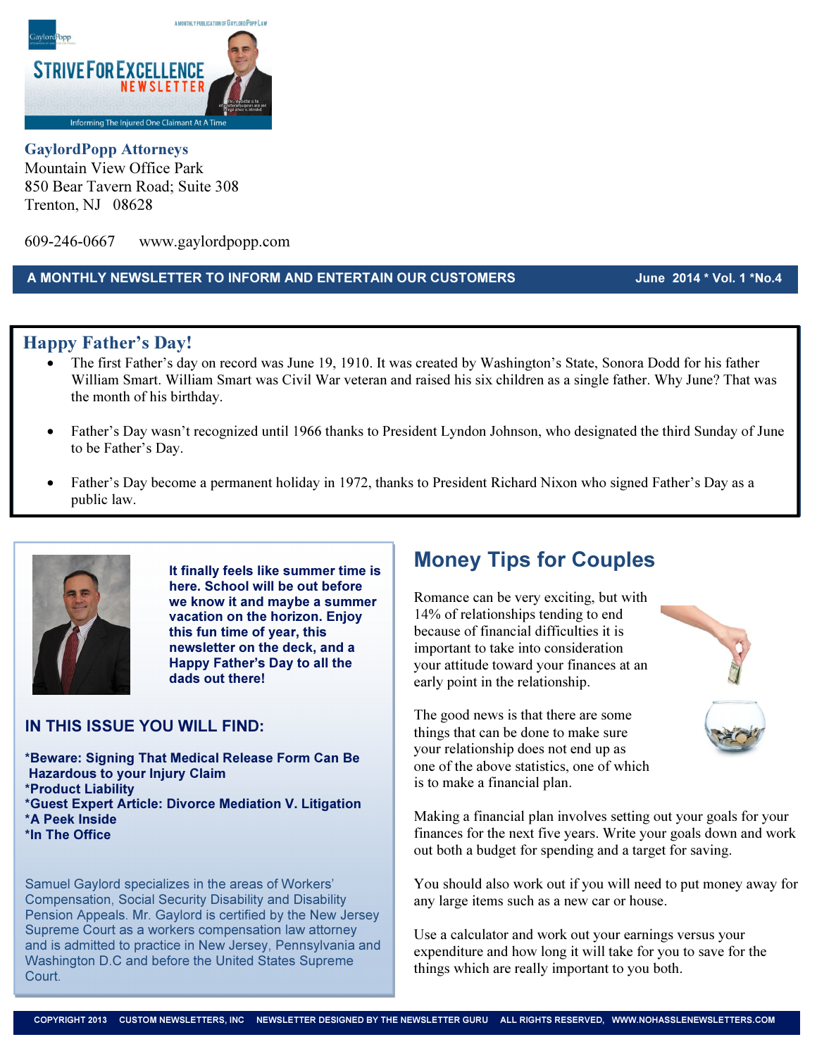A MONTHLY PUBLICATION OF GAYLORDPOPP LAW

# STRIVE FOR EXCELLENCE NEWSLETTER

Informing The Injured One Claimant At A Time

**GaylordPopp Attorneys**
Mountain View Office Park
850 Bear Tavern Road; Suite 308
Trenton, NJ 08628

609-246-0667 www.gaylordpopp.com

**A MONTHLY NEWSLETTER TO INFORM AND ENTERTAIN OUR CUSTOMERS** **June 2014 * Vol. 1 *No.4**

## Happy Father's Day!

- The first Father's day on record was June 19, 1910. It was created by Washington's State, Sonora Dodd for his father William Smart. William Smart was Civil War veteran and raised his six children as a single father. Why June? That was the month of his birthday.
- Father's Day wasn't recognized until 1966 thanks to President Lyndon Johnson, who designated the third Sunday of June to be Father's Day.
- Father's Day become a permanent holiday in 1972, thanks to President Richard Nixon who signed Father's Day as a public law.

**It finally feels like summer time is here. School will be out before we know it and maybe a summer vacation on the horizon. Enjoy this fun time of year, this newsletter on the deck, and a Happy Father's Day to all the dads out there!**

### IN THIS ISSUE YOU WILL FIND:

**\*Beware: Signing That Medical Release Form Can Be Hazardous to your Injury Claim**
**\*Product Liability**
**\*Guest Expert Article: Divorce Mediation V. Litigation**
**\*A Peek Inside**
**\*In The Office**

Samuel Gaylord specializes in the areas of Workers' Compensation, Social Security Disability and Disability Pension Appeals. Mr. Gaylord is certified by the New Jersey Supreme Court as a workers compensation law attorney and is admitted to practice in New Jersey, Pennsylvania and Washington D.C and before the United States Supreme Court.

## Money Tips for Couples

Romance can be very exciting, but with 14% of relationships tending to end because of financial difficulties it is important to take into consideration your attitude toward your finances at an early point in the relationship.

The good news is that there are some things that can be done to make sure your relationship does not end up as one of the above statistics, one of which is to make a financial plan.

Making a financial plan involves setting out your goals for your finances for the next five years. Write your goals down and work out both a budget for spending and a target for saving.

You should also work out if you will need to put money away for any large items such as a new car or house.

Use a calculator and work out your earnings versus your expenditure and how long it will take for you to save for the things which are really important to you both.

COPYRIGHT 2013 CUSTOM NEWSLETTERS, INC NEWSLETTER DESIGNED BY THE NEWSLETTER GURU ALL RIGHTS RESERVED, WWW.NOHASSLENEWSLETTERS.COM